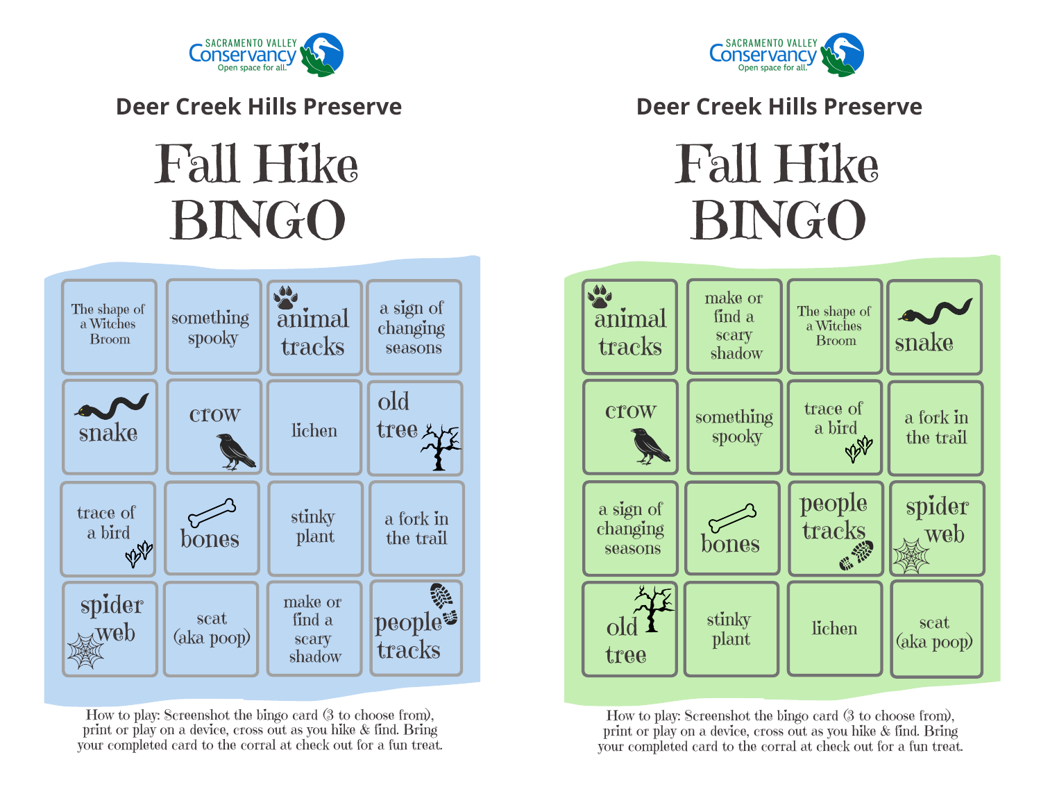SACRAMENTO VALLEY Conservancy
Open space for all.

## Deer Creek Hills Preserve

# Fall Hike BINGO

| | | | |
|---|---|---|---|
| The shape of a Witches Broom | something spooky | animal tracks | a sign of changing seasons |
| snake | crow | lichen | old tree |
| trace of a bird | bones | stinky plant | a fork in the trail |
| spider web | scat (aka poop) | make or find a scary shadow | people tracks |

How to play: Screenshot the bingo card (3 to choose from), print or play on a device, cross out as you hike & find. Bring your completed card to the corral at check out for a fun treat.

SACRAMENTO VALLEY Conservancy
Open space for all.

## Deer Creek Hills Preserve

# Fall Hike BINGO

| | | | |
|---|---|---|---|
| animal tracks | make or find a scary shadow | The shape of a Witches Broom | snake |
| crow | something spooky | trace of a bird | a fork in the trail |
| a sign of changing seasons | bones | people tracks | spider web |
| old tree | stinky plant | lichen | scat (aka poop) |

How to play: Screenshot the bingo card (3 to choose from), print or play on a device, cross out as you hike & find. Bring your completed card to the corral at check out for a fun treat.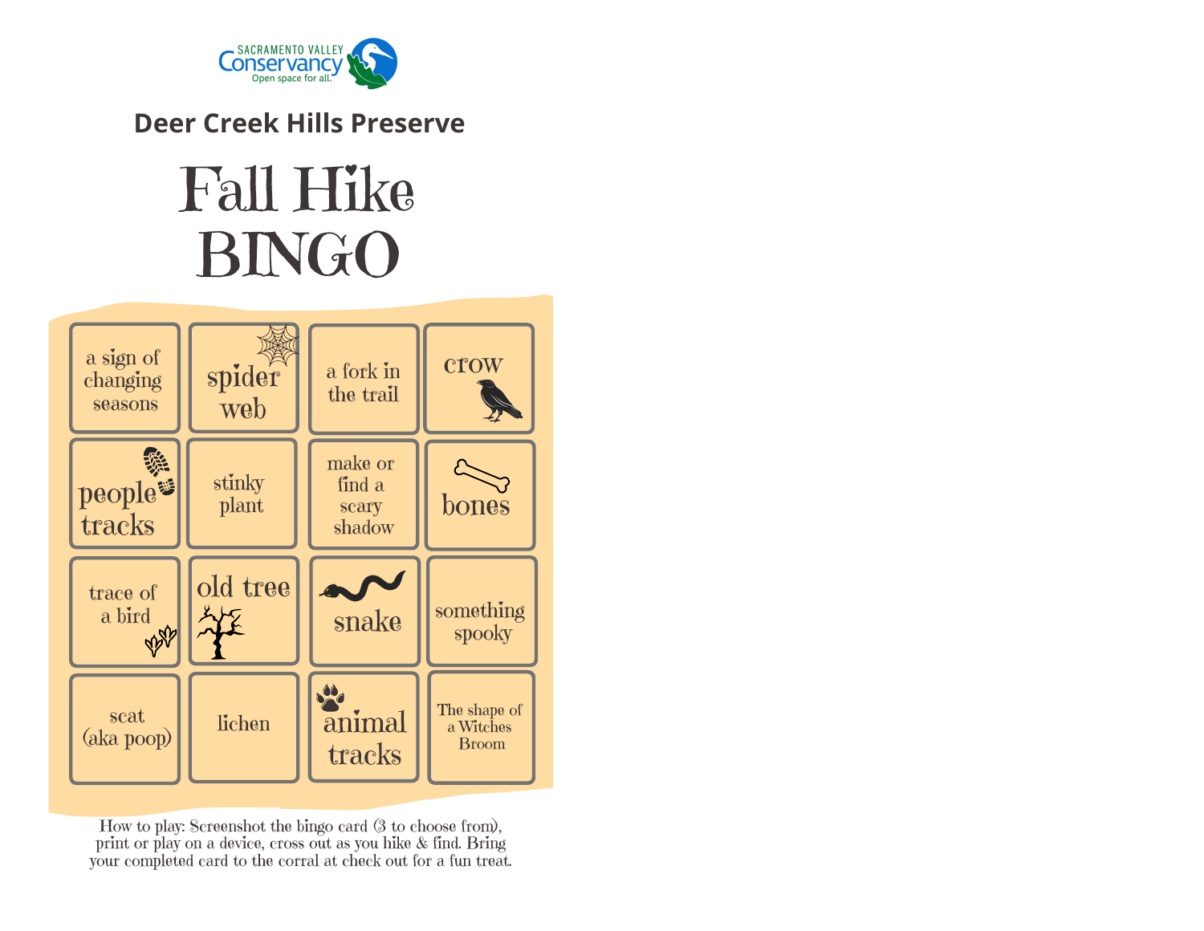SACRAMENTO VALLEY Conservancy
Open space for all.

## Deer Creek Hills Preserve

# Fall Hike BINGO

| | | | |
|---|---|---|---|
| a sign of changing seasons | spider web | a fork in the trail | crow |
| people tracks | stinky plant | make or find a scary shadow | bones |
| trace of a bird | old tree | snake | something spooky |
| scat (aka poop) | lichen | animal tracks | The shape of a Witches Broom |

How to play: Screenshot the bingo card (3 to choose from), print or play on a device, cross out as you hike & find. Bring your completed card to the corral at check out for a fun treat.